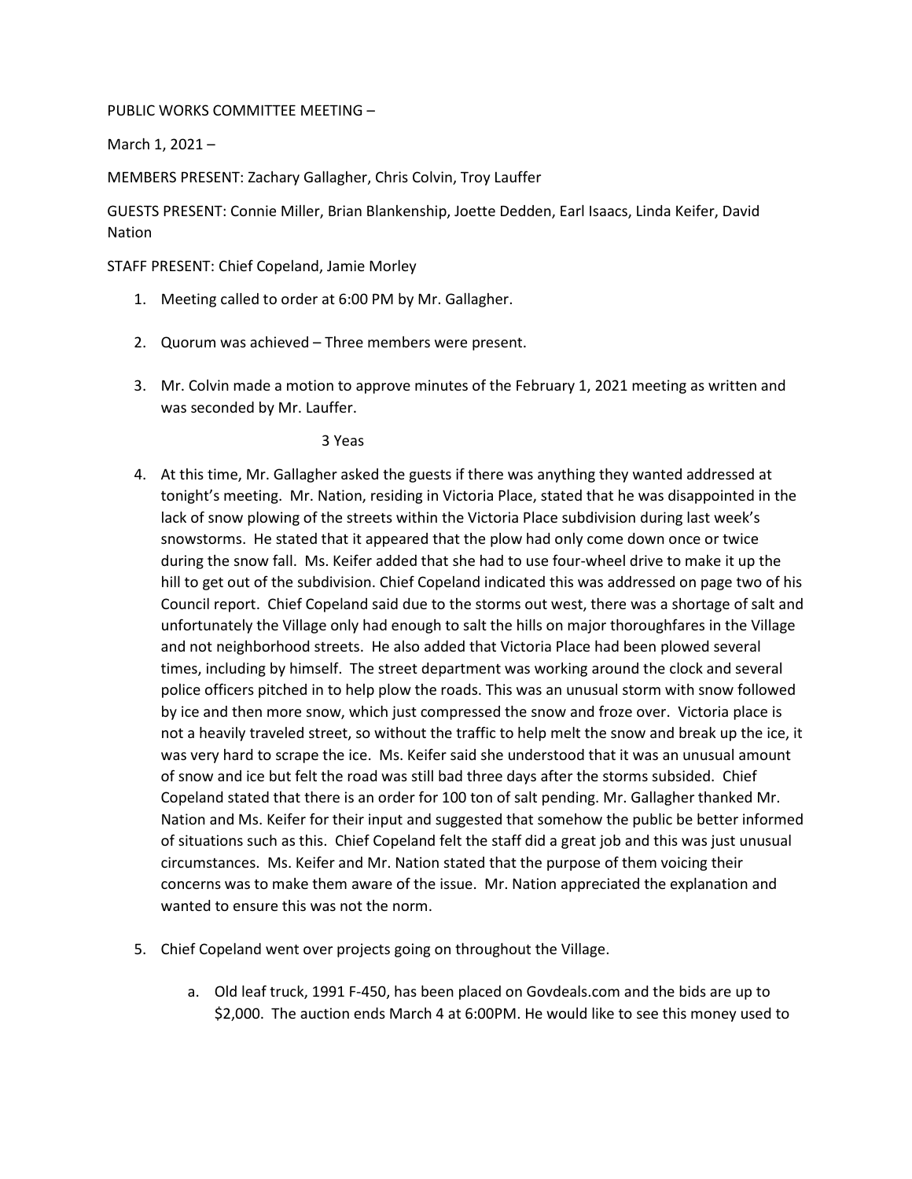PUBLIC WORKS COMMITTEE MEETING –

March 1, 2021 –

MEMBERS PRESENT: Zachary Gallagher, Chris Colvin, Troy Lauffer

GUESTS PRESENT: Connie Miller, Brian Blankenship, Joette Dedden, Earl Isaacs, Linda Keifer, David Nation

STAFF PRESENT: Chief Copeland, Jamie Morley

1. Meeting called to order at 6:00 PM by Mr. Gallagher.

2. Quorum was achieved – Three members were present.

3. Mr. Colvin made a motion to approve minutes of the February 1, 2021 meeting as written and was seconded by Mr. Lauffer.

   3 Yeas

4. At this time, Mr. Gallagher asked the guests if there was anything they wanted addressed at tonight's meeting. Mr. Nation, residing in Victoria Place, stated that he was disappointed in the lack of snow plowing of the streets within the Victoria Place subdivision during last week's snowstorms. He stated that it appeared that the plow had only come down once or twice during the snow fall. Ms. Keifer added that she had to use four-wheel drive to make it up the hill to get out of the subdivision. Chief Copeland indicated this was addressed on page two of his Council report. Chief Copeland said due to the storms out west, there was a shortage of salt and unfortunately the Village only had enough to salt the hills on major thoroughfares in the Village and not neighborhood streets. He also added that Victoria Place had been plowed several times, including by himself. The street department was working around the clock and several police officers pitched in to help plow the roads. This was an unusual storm with snow followed by ice and then more snow, which just compressed the snow and froze over. Victoria place is not a heavily traveled street, so without the traffic to help melt the snow and break up the ice, it was very hard to scrape the ice. Ms. Keifer said she understood that it was an unusual amount of snow and ice but felt the road was still bad three days after the storms subsided. Chief Copeland stated that there is an order for 100 ton of salt pending. Mr. Gallagher thanked Mr. Nation and Ms. Keifer for their input and suggested that somehow the public be better informed of situations such as this. Chief Copeland felt the staff did a great job and this was just unusual circumstances. Ms. Keifer and Mr. Nation stated that the purpose of them voicing their concerns was to make them aware of the issue. Mr. Nation appreciated the explanation and wanted to ensure this was not the norm.

5. Chief Copeland went over projects going on throughout the Village.

   a. Old leaf truck, 1991 F-450, has been placed on Govdeals.com and the bids are up to $2,000. The auction ends March 4 at 6:00PM. He would like to see this money used to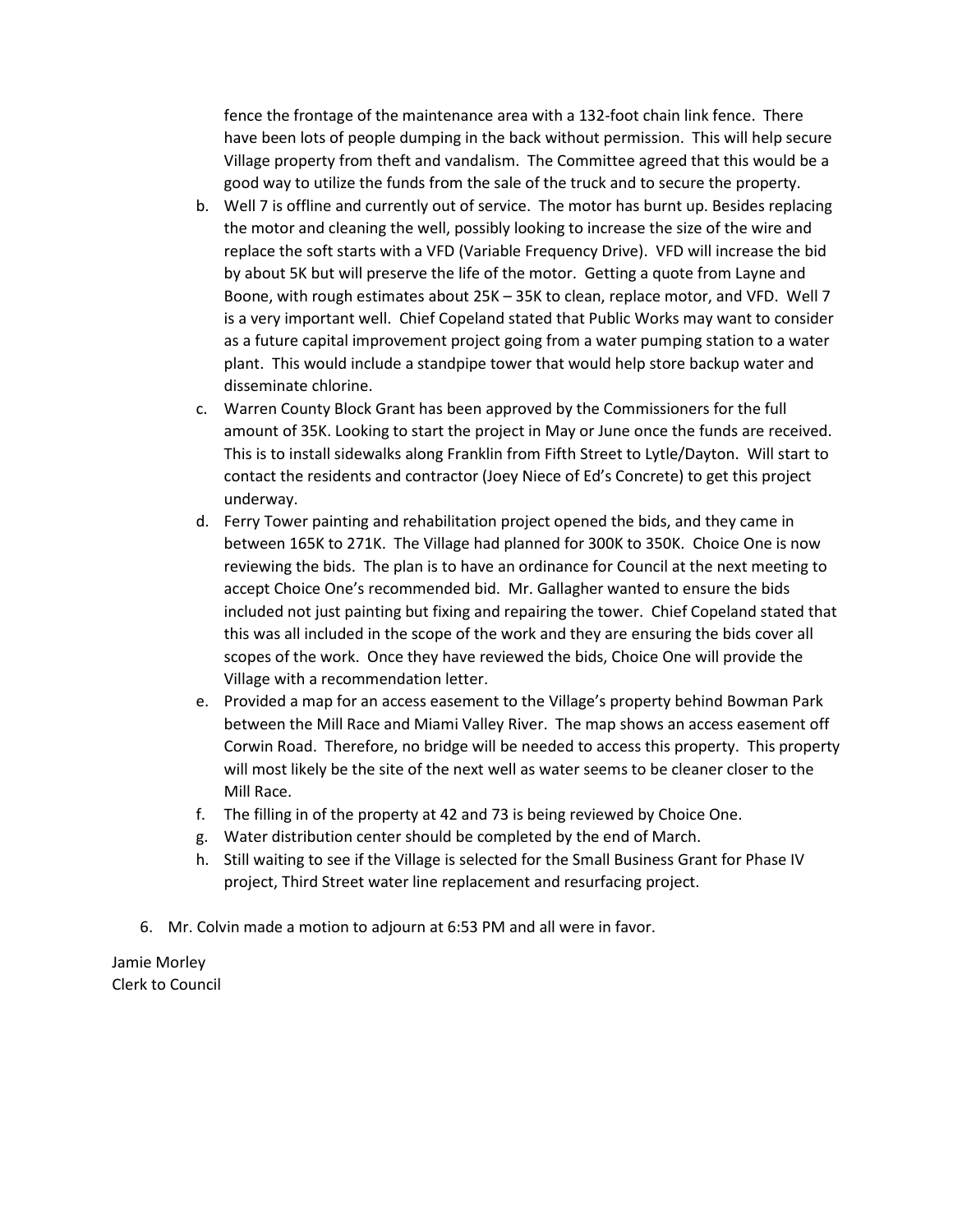fence the frontage of the maintenance area with a 132-foot chain link fence. There have been lots of people dumping in the back without permission. This will help secure Village property from theft and vandalism. The Committee agreed that this would be a good way to utilize the funds from the sale of the truck and to secure the property.

b. Well 7 is offline and currently out of service. The motor has burnt up. Besides replacing the motor and cleaning the well, possibly looking to increase the size of the wire and replace the soft starts with a VFD (Variable Frequency Drive). VFD will increase the bid by about 5K but will preserve the life of the motor. Getting a quote from Layne and Boone, with rough estimates about 25K – 35K to clean, replace motor, and VFD. Well 7 is a very important well. Chief Copeland stated that Public Works may want to consider as a future capital improvement project going from a water pumping station to a water plant. This would include a standpipe tower that would help store backup water and disseminate chlorine.

c. Warren County Block Grant has been approved by the Commissioners for the full amount of 35K. Looking to start the project in May or June once the funds are received. This is to install sidewalks along Franklin from Fifth Street to Lytle/Dayton. Will start to contact the residents and contractor (Joey Niece of Ed's Concrete) to get this project underway.

d. Ferry Tower painting and rehabilitation project opened the bids, and they came in between 165K to 271K. The Village had planned for 300K to 350K. Choice One is now reviewing the bids. The plan is to have an ordinance for Council at the next meeting to accept Choice One's recommended bid. Mr. Gallagher wanted to ensure the bids included not just painting but fixing and repairing the tower. Chief Copeland stated that this was all included in the scope of the work and they are ensuring the bids cover all scopes of the work. Once they have reviewed the bids, Choice One will provide the Village with a recommendation letter.

e. Provided a map for an access easement to the Village's property behind Bowman Park between the Mill Race and Miami Valley River. The map shows an access easement off Corwin Road. Therefore, no bridge will be needed to access this property. This property will most likely be the site of the next well as water seems to be cleaner closer to the Mill Race.

f. The filling in of the property at 42 and 73 is being reviewed by Choice One.

g. Water distribution center should be completed by the end of March.

h. Still waiting to see if the Village is selected for the Small Business Grant for Phase IV project, Third Street water line replacement and resurfacing project.

6. Mr. Colvin made a motion to adjourn at 6:53 PM and all were in favor.

Jamie Morley
Clerk to Council